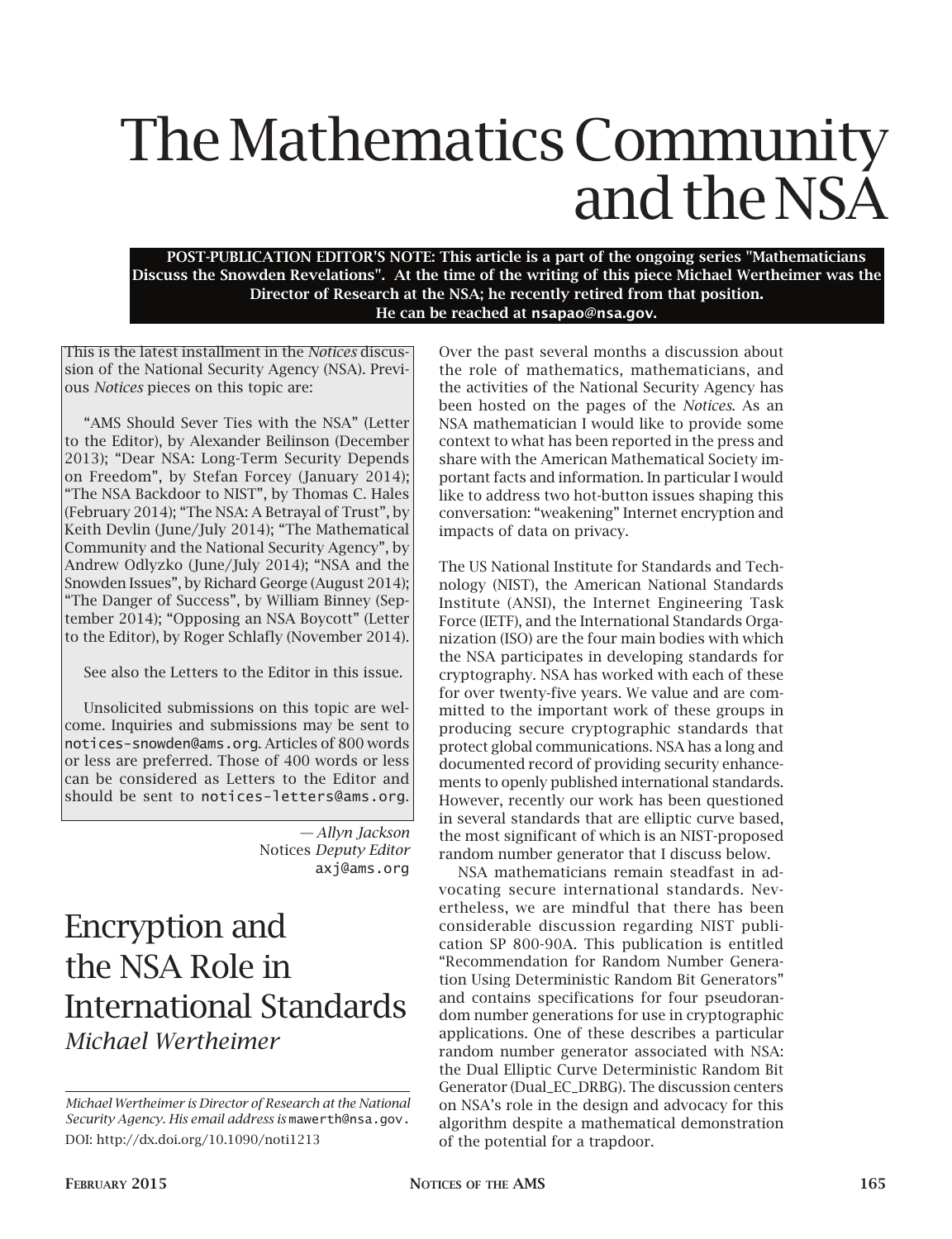# The Mathematics Community and the NSA

**POST-PUBLICATION EDITOR'S NOTE: This article is a part of the ongoing series "Mathematicians Discuss the Snowden Revelations". At the time of the writing of this piece Michael Wertheimer was the Director of Research at the NSA; he recently retired from that position. He can be reached at nsapao@nsa.gov.**

This is the latest installment in the *Notices* discussion of the National Security Agency (NSA). Previous *Notices* pieces on this topic are:

"AMS Should Sever Ties with the NSA" (Letter to the Editor), by Alexander Beilinson (December 2013); "Dear NSA: Long-Term Security Depends on Freedom", by Stefan Forcey (January 2014); "The NSA Backdoor to NIST", by Thomas C. Hales (February 2014); "The NSA: A Betrayal of Trust", by Keith Devlin (June/July 2014); "The Mathematical Community and the National Security Agency", by Andrew Odlyzko (June/July 2014); "NSA and the Snowden Issues", by Richard George (August 2014); "The Danger of Success", by William Binney (September 2014); "Opposing an NSA Boycott" (Letter to the Editor), by Roger Schlafly (November 2014).

See also the Letters to the Editor in this issue.

Unsolicited submissions on this topic are welcome. Inquiries and submissions may be sent to notices-snowden@ams.org. Articles of 800 words or less are preferred. Those of 400 words or less can be considered as Letters to the Editor and should be sent to notices-letters@ams.org.

— *Allyn Jackson*
Notices *Deputy Editor*
axj@ams.org

## Encryption and the NSA Role in International Standards

*Michael Wertheimer*

*Michael Wertheimer is Director of Research at the National Security Agency. His email address is* mawerth@nsa.gov.

DOI: http://dx.doi.org/10.1090/noti1213

Over the past several months a discussion about the role of mathematics, mathematicians, and the activities of the National Security Agency has been hosted on the pages of the *Notices*. As an NSA mathematician I would like to provide some context to what has been reported in the press and share with the American Mathematical Society important facts and information. In particular I would like to address two hot-button issues shaping this conversation: "weakening" Internet encryption and impacts of data on privacy.

The US National Institute for Standards and Technology (NIST), the American National Standards Institute (ANSI), the Internet Engineering Task Force (IETF), and the International Standards Organization (ISO) are the four main bodies with which the NSA participates in developing standards for cryptography. NSA has worked with each of these for over twenty-five years. We value and are committed to the important work of these groups in producing secure cryptographic standards that protect global communications. NSA has a long and documented record of providing security enhancements to openly published international standards. However, recently our work has been questioned in several standards that are elliptic curve based, the most significant of which is an NIST-proposed random number generator that I discuss below.

NSA mathematicians remain steadfast in advocating secure international standards. Nevertheless, we are mindful that there has been considerable discussion regarding NIST publication SP 800-90A. This publication is entitled "Recommendation for Random Number Generation Using Deterministic Random Bit Generators" and contains specifications for four pseudorandom number generations for use in cryptographic applications. One of these describes a particular random number generator associated with NSA: the Dual Elliptic Curve Deterministic Random Bit Generator (Dual_EC_DRBG). The discussion centers on NSA's role in the design and advocacy for this algorithm despite a mathematical demonstration of the potential for a trapdoor.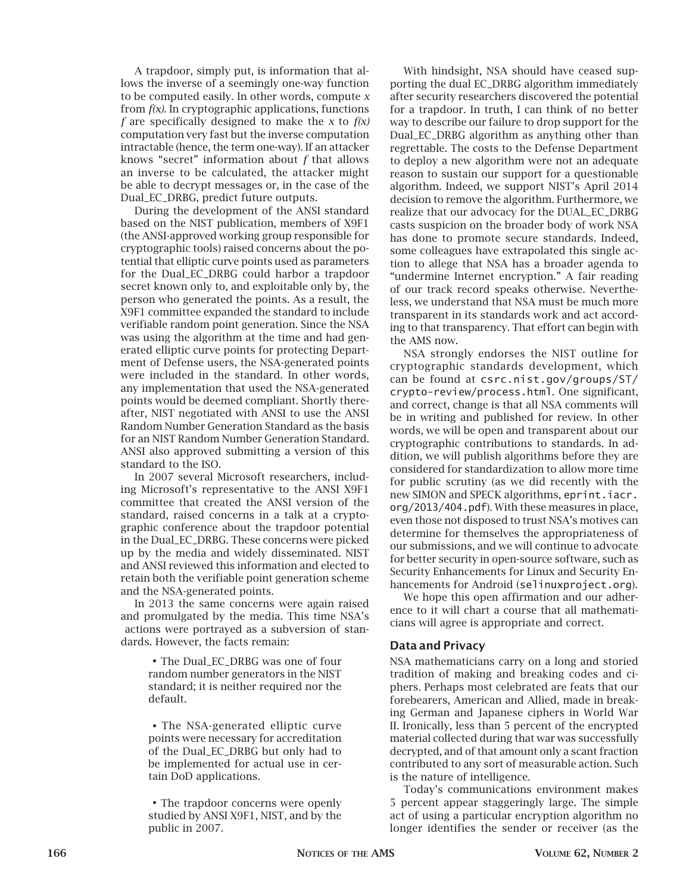A trapdoor, simply put, is information that allows the inverse of a seemingly one-way function to be computed easily. In other words, compute $x$ from $f(x)$. In cryptographic applications, functions $f$ are specifically designed to make the $x$ to $f(x)$ computation very fast but the inverse computation intractable (hence, the term one-way). If an attacker knows "secret" information about $f$ that allows an inverse to be calculated, the attacker might be able to decrypt messages or, in the case of the Dual_EC_DRBG, predict future outputs.

During the development of the ANSI standard based on the NIST publication, members of X9F1 (the ANSI-approved working group responsible for cryptographic tools) raised concerns about the potential that elliptic curve points used as parameters for the Dual_EC_DRBG could harbor a trapdoor secret known only to, and exploitable only by, the person who generated the points. As a result, the X9F1 committee expanded the standard to include verifiable random point generation. Since the NSA was using the algorithm at the time and had generated elliptic curve points for protecting Department of Defense users, the NSA-generated points were included in the standard. In other words, any implementation that used the NSA-generated points would be deemed compliant. Shortly thereafter, NIST negotiated with ANSI to use the ANSI Random Number Generation Standard as the basis for an NIST Random Number Generation Standard. ANSI also approved submitting a version of this standard to the ISO.

In 2007 several Microsoft researchers, including Microsoft's representative to the ANSI X9F1 committee that created the ANSI version of the standard, raised concerns in a talk at a cryptographic conference about the trapdoor potential in the Dual_EC_DRBG. These concerns were picked up by the media and widely disseminated. NIST and ANSI reviewed this information and elected to retain both the verifiable point generation scheme and the NSA-generated points.

In 2013 the same concerns were again raised and promulgated by the media. This time NSA's actions were portrayed as a subversion of standards. However, the facts remain:

- The Dual_EC_DRBG was one of four random number generators in the NIST standard; it is neither required nor the default.
- The NSA-generated elliptic curve points were necessary for accreditation of the Dual_EC_DRBG but only had to be implemented for actual use in certain DoD applications.
- The trapdoor concerns were openly studied by ANSI X9F1, NIST, and by the public in 2007.

With hindsight, NSA should have ceased supporting the dual EC_DRBG algorithm immediately after security researchers discovered the potential for a trapdoor. In truth, I can think of no better way to describe our failure to drop support for the Dual_EC_DRBG algorithm as anything other than regrettable. The costs to the Defense Department to deploy a new algorithm were not an adequate reason to sustain our support for a questionable algorithm. Indeed, we support NIST's April 2014 decision to remove the algorithm. Furthermore, we realize that our advocacy for the DUAL_EC_DRBG casts suspicion on the broader body of work NSA has done to promote secure standards. Indeed, some colleagues have extrapolated this single action to allege that NSA has a broader agenda to "undermine Internet encryption." A fair reading of our track record speaks otherwise. Nevertheless, we understand that NSA must be much more transparent in its standards work and act according to that transparency. That effort can begin with the AMS now.

NSA strongly endorses the NIST outline for cryptographic standards development, which can be found at csrc.nist.gov/groups/ST/crypto-review/process.html. One significant, and correct, change is that all NSA comments will be in writing and published for review. In other words, we will be open and transparent about our cryptographic contributions to standards. In addition, we will publish algorithms before they are considered for standardization to allow more time for public scrutiny (as we did recently with the new SIMON and SPECK algorithms, eprint.iacr.org/2013/404.pdf). With these measures in place, even those not disposed to trust NSA's motives can determine for themselves the appropriateness of our submissions, and we will continue to advocate for better security in open-source software, such as Security Enhancements for Linux and Security Enhancements for Android (selinuxproject.org).

We hope this open affirmation and our adherence to it will chart a course that all mathematicians will agree is appropriate and correct.

## Data and Privacy

NSA mathematicians carry on a long and storied tradition of making and breaking codes and ciphers. Perhaps most celebrated are feats that our forebearers, American and Allied, made in breaking German and Japanese ciphers in World War II. Ironically, less than 5 percent of the encrypted material collected during that war was successfully decrypted, and of that amount only a scant fraction contributed to any sort of measurable action. Such is the nature of intelligence.

Today's communications environment makes 5 percent appear staggeringly large. The simple act of using a particular encryption algorithm no longer identifies the sender or receiver (as the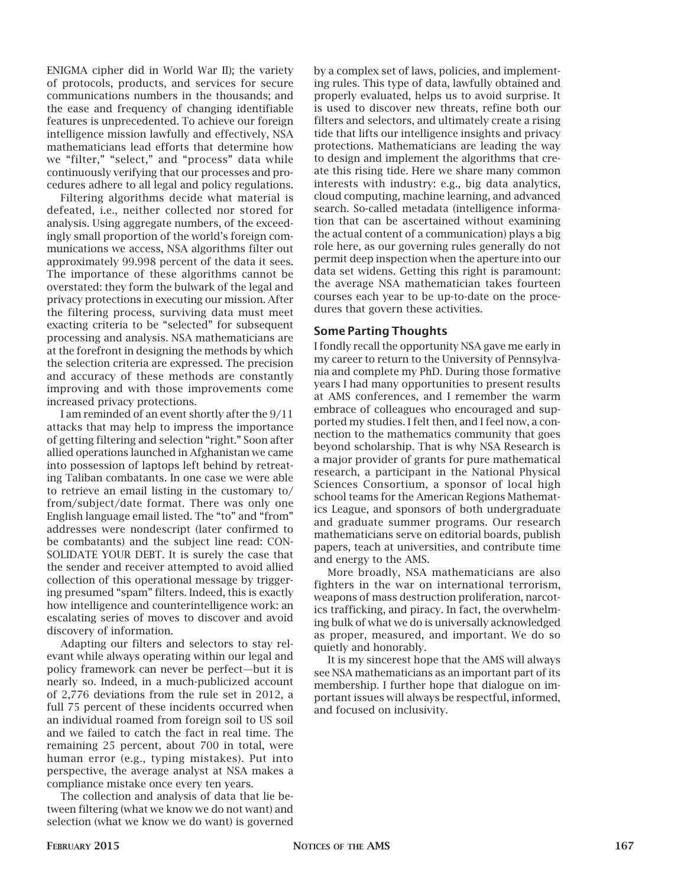ENIGMA cipher did in World War II); the variety of protocols, products, and services for secure communications numbers in the thousands; and the ease and frequency of changing identifiable features is unprecedented. To achieve our foreign intelligence mission lawfully and effectively, NSA mathematicians lead efforts that determine how we "filter," "select," and "process" data while continuously verifying that our processes and procedures adhere to all legal and policy regulations.

Filtering algorithms decide what material is defeated, i.e., neither collected nor stored for analysis. Using aggregate numbers, of the exceedingly small proportion of the world's foreign communications we access, NSA algorithms filter out approximately 99.998 percent of the data it sees. The importance of these algorithms cannot be overstated: they form the bulwark of the legal and privacy protections in executing our mission. After the filtering process, surviving data must meet exacting criteria to be "selected" for subsequent processing and analysis. NSA mathematicians are at the forefront in designing the methods by which the selection criteria are expressed. The precision and accuracy of these methods are constantly improving and with those improvements come increased privacy protections.

I am reminded of an event shortly after the 9/11 attacks that may help to impress the importance of getting filtering and selection "right." Soon after allied operations launched in Afghanistan we came into possession of laptops left behind by retreating Taliban combatants. In one case we were able to retrieve an email listing in the customary to/from/subject/date format. There was only one English language email listed. The "to" and "from" addresses were nondescript (later confirmed to be combatants) and the subject line read: CONSOLIDATE YOUR DEBT. It is surely the case that the sender and receiver attempted to avoid allied collection of this operational message by triggering presumed "spam" filters. Indeed, this is exactly how intelligence and counterintelligence work: an escalating series of moves to discover and avoid discovery of information.

Adapting our filters and selectors to stay relevant while always operating within our legal and policy framework can never be perfect—but it is nearly so. Indeed, in a much-publicized account of 2,776 deviations from the rule set in 2012, a full 75 percent of these incidents occurred when an individual roamed from foreign soil to US soil and we failed to catch the fact in real time. The remaining 25 percent, about 700 in total, were human error (e.g., typing mistakes). Put into perspective, the average analyst at NSA makes a compliance mistake once every ten years.

The collection and analysis of data that lie between filtering (what we know we do not want) and selection (what we know we do want) is governed by a complex set of laws, policies, and implementing rules. This type of data, lawfully obtained and properly evaluated, helps us to avoid surprise. It is used to discover new threats, refine both our filters and selectors, and ultimately create a rising tide that lifts our intelligence insights and privacy protections. Mathematicians are leading the way to design and implement the algorithms that create this rising tide. Here we share many common interests with industry: e.g., big data analytics, cloud computing, machine learning, and advanced search. So-called metadata (intelligence information that can be ascertained without examining the actual content of a communication) plays a big role here, as our governing rules generally do not permit deep inspection when the aperture into our data set widens. Getting this right is paramount: the average NSA mathematician takes fourteen courses each year to be up-to-date on the procedures that govern these activities.

## Some Parting Thoughts

I fondly recall the opportunity NSA gave me early in my career to return to the University of Pennsylvania and complete my PhD. During those formative years I had many opportunities to present results at AMS conferences, and I remember the warm embrace of colleagues who encouraged and supported my studies. I felt then, and I feel now, a connection to the mathematics community that goes beyond scholarship. That is why NSA Research is a major provider of grants for pure mathematical research, a participant in the National Physical Sciences Consortium, a sponsor of local high school teams for the American Regions Mathematics League, and sponsors of both undergraduate and graduate summer programs. Our research mathematicians serve on editorial boards, publish papers, teach at universities, and contribute time and energy to the AMS.

More broadly, NSA mathematicians are also fighters in the war on international terrorism, weapons of mass destruction proliferation, narcotics trafficking, and piracy. In fact, the overwhelming bulk of what we do is universally acknowledged as proper, measured, and important. We do so quietly and honorably.

It is my sincerest hope that the AMS will always see NSA mathematicians as an important part of its membership. I further hope that dialogue on important issues will always be respectful, informed, and focused on inclusivity.